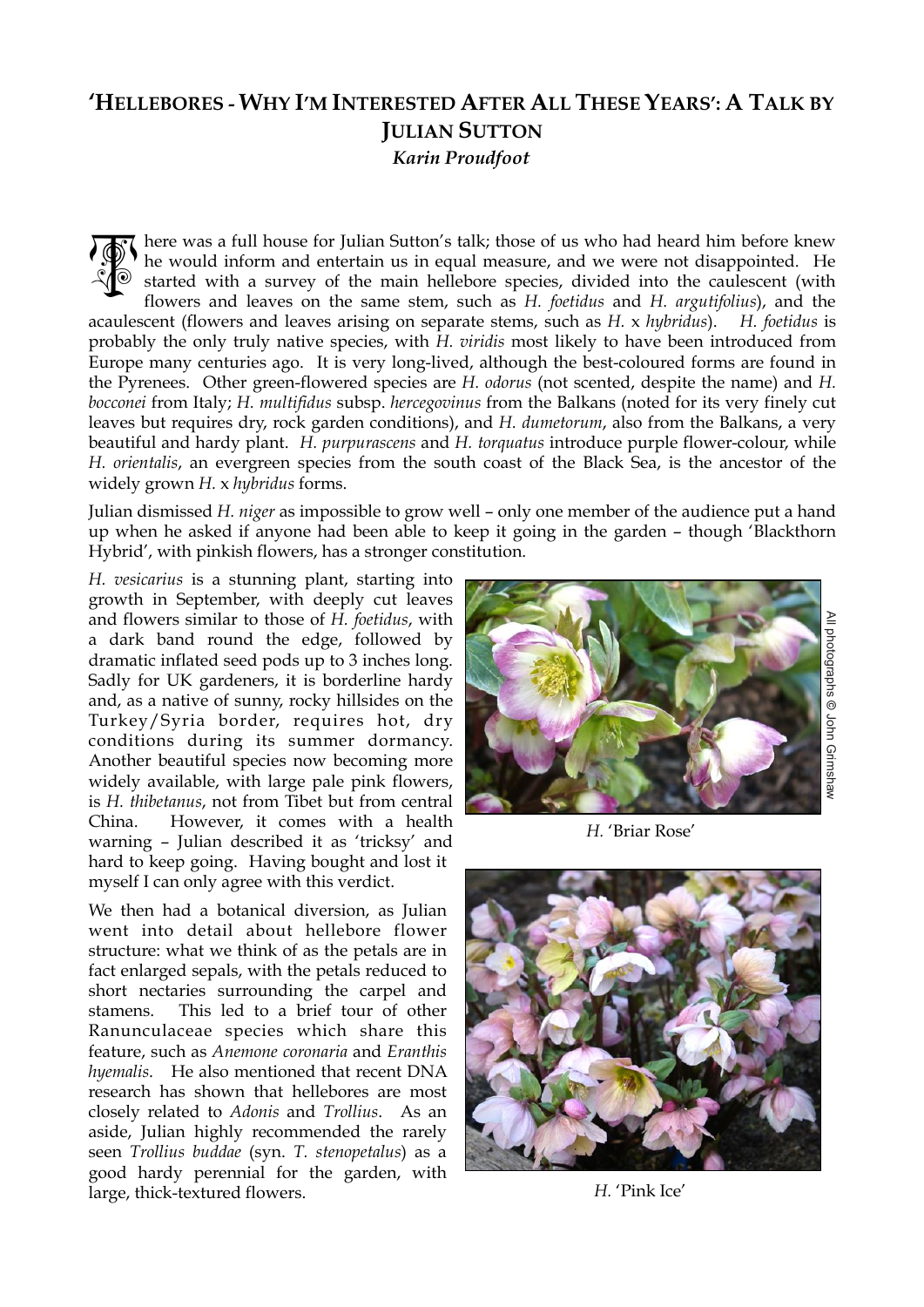# 'HELLEBORES - WHY I'M INTERESTED AFTER ALL THESE YEARS': A TALK BY JULIAN SUTTON

***Karin Proudfoot***

There was a full house for Julian Sutton's talk; those of us who had heard him before knew he would inform and entertain us in equal measure, and we were not disappointed. He started with a survey of the main hellebore species, divided into the caulescent (with flowers and leaves on the same stem, such as *H. foetidus* and *H. argutifolius*), and the acaulescent (flowers and leaves arising on separate stems, such as *H.* x *hybridus*). *H. foetidus* is probably the only truly native species, with *H. viridis* most likely to have been introduced from Europe many centuries ago. It is very long-lived, although the best-coloured forms are found in the Pyrenees. Other green-flowered species are *H. odorus* (not scented, despite the name) and *H. bocconei* from Italy; *H. multifidus* subsp. *hercegovinus* from the Balkans (noted for its very finely cut leaves but requires dry, rock garden conditions), and *H. dumetorum*, also from the Balkans, a very beautiful and hardy plant. *H. purpurascens* and *H. torquatus* introduce purple flower-colour, while *H. orientalis*, an evergreen species from the south coast of the Black Sea, is the ancestor of the widely grown *H.* x *hybridus* forms.

Julian dismissed *H. niger* as impossible to grow well – only one member of the audience put a hand up when he asked if anyone had been able to keep it going in the garden – though 'Blackthorn Hybrid', with pinkish flowers, has a stronger constitution.

*H. vesicarius* is a stunning plant, starting into growth in September, with deeply cut leaves and flowers similar to those of *H. foetidus*, with a dark band round the edge, followed by dramatic inflated seed pods up to 3 inches long. Sadly for UK gardeners, it is borderline hardy and, as a native of sunny, rocky hillsides on the Turkey/Syria border, requires hot, dry conditions during its summer dormancy. Another beautiful species now becoming more widely available, with large pale pink flowers, is *H. thibetanus*, not from Tibet but from central China. However, it comes with a health warning – Julian described it as 'tricksy' and hard to keep going. Having bought and lost it myself I can only agree with this verdict.

We then had a botanical diversion, as Julian went into detail about hellebore flower structure: what we think of as the petals are in fact enlarged sepals, with the petals reduced to short nectaries surrounding the carpel and stamens. This led to a brief tour of other Ranunculaceae species which share this feature, such as *Anemone coronaria* and *Eranthis hyemalis*. He also mentioned that recent DNA research has shown that hellebores are most closely related to *Adonis* and *Trollius*. As an aside, Julian highly recommended the rarely seen *Trollius buddae* (syn. *T. stenopetalus*) as a good hardy perennial for the garden, with large, thick-textured flowers.

*H.* 'Briar Rose'

*H.* 'Pink Ice'

All photographs © John Grimshaw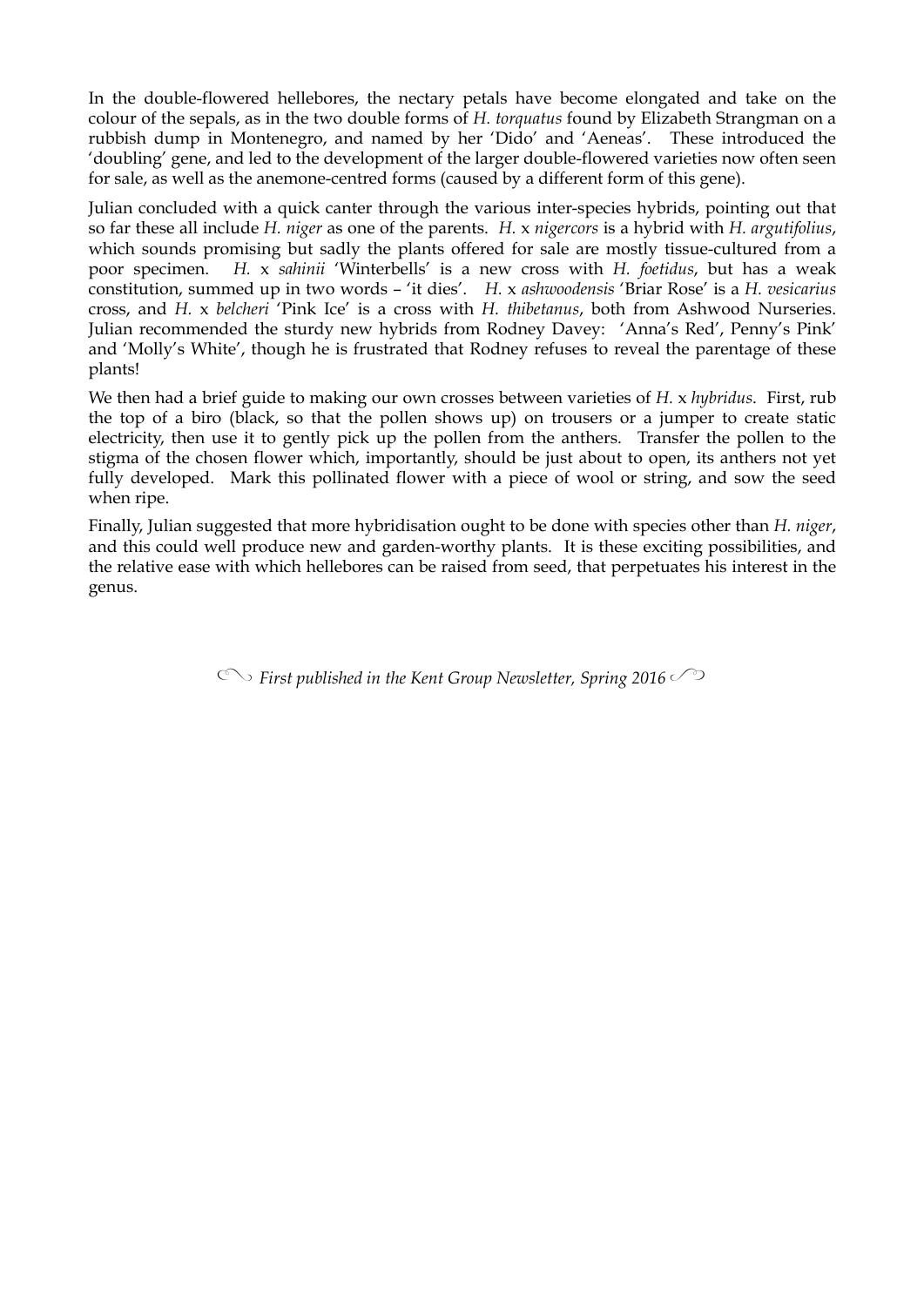In the double-flowered hellebores, the nectary petals have become elongated and take on the colour of the sepals, as in the two double forms of *H. torquatus* found by Elizabeth Strangman on a rubbish dump in Montenegro, and named by her 'Dido' and 'Aeneas'. These introduced the 'doubling' gene, and led to the development of the larger double-flowered varieties now often seen for sale, as well as the anemone-centred forms (caused by a different form of this gene).

Julian concluded with a quick canter through the various inter-species hybrids, pointing out that so far these all include *H. niger* as one of the parents. *H.* x *nigercors* is a hybrid with *H. argutifolius*, which sounds promising but sadly the plants offered for sale are mostly tissue-cultured from a poor specimen. *H.* x *sahinii* 'Winterbells' is a new cross with *H. foetidus*, but has a weak constitution, summed up in two words – 'it dies'. *H.* x *ashwoodensis* 'Briar Rose' is a *H. vesicarius* cross, and *H.* x *belcheri* 'Pink Ice' is a cross with *H. thibetanus*, both from Ashwood Nurseries. Julian recommended the sturdy new hybrids from Rodney Davey: 'Anna's Red', Penny's Pink' and 'Molly's White', though he is frustrated that Rodney refuses to reveal the parentage of these plants!

We then had a brief guide to making our own crosses between varieties of *H.* x *hybridus*. First, rub the top of a biro (black, so that the pollen shows up) on trousers or a jumper to create static electricity, then use it to gently pick up the pollen from the anthers. Transfer the pollen to the stigma of the chosen flower which, importantly, should be just about to open, its anthers not yet fully developed. Mark this pollinated flower with a piece of wool or string, and sow the seed when ripe.

Finally, Julian suggested that more hybridisation ought to be done with species other than *H. niger*, and this could well produce new and garden-worthy plants. It is these exciting possibilities, and the relative ease with which hellebores can be raised from seed, that perpetuates his interest in the genus.

*First published in the Kent Group Newsletter, Spring 2016*